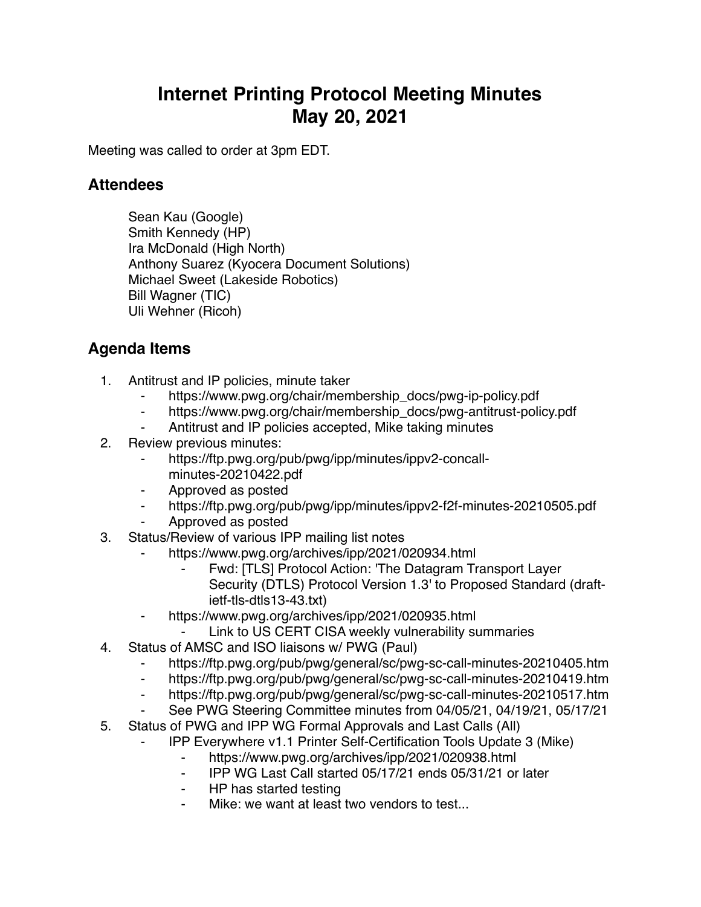# Internet Printing Protocol Meeting Minutes May 20, 2021

Meeting was called to order at 3pm EDT.

## Attendees

Sean Kau (Google)
Smith Kennedy (HP)
Ira McDonald (High North)
Anthony Suarez (Kyocera Document Solutions)
Michael Sweet (Lakeside Robotics)
Bill Wagner (TIC)
Uli Wehner (Ricoh)

## Agenda Items

1. Antitrust and IP policies, minute taker
    - https://www.pwg.org/chair/membership_docs/pwg-ip-policy.pdf
    - https://www.pwg.org/chair/membership_docs/pwg-antitrust-policy.pdf
    - Antitrust and IP policies accepted, Mike taking minutes
2. Review previous minutes:
    - https://ftp.pwg.org/pub/pwg/ipp/minutes/ippv2-concall-minutes-20210422.pdf
    - Approved as posted
    - https://ftp.pwg.org/pub/pwg/ipp/minutes/ippv2-f2f-minutes-20210505.pdf
    - Approved as posted
3. Status/Review of various IPP mailing list notes
    - https://www.pwg.org/archives/ipp/2021/020934.html
        - Fwd: [TLS] Protocol Action: 'The Datagram Transport Layer Security (DTLS) Protocol Version 1.3' to Proposed Standard (draft-ietf-tls-dtls13-43.txt)
    - https://www.pwg.org/archives/ipp/2021/020935.html
        - Link to US CERT CISA weekly vulnerability summaries
4. Status of AMSC and ISO liaisons w/ PWG (Paul)
    - https://ftp.pwg.org/pub/pwg/general/sc/pwg-sc-call-minutes-20210405.htm
    - https://ftp.pwg.org/pub/pwg/general/sc/pwg-sc-call-minutes-20210419.htm
    - https://ftp.pwg.org/pub/pwg/general/sc/pwg-sc-call-minutes-20210517.htm
    - See PWG Steering Committee minutes from 04/05/21, 04/19/21, 05/17/21
5. Status of PWG and IPP WG Formal Approvals and Last Calls (All)
    - IPP Everywhere v1.1 Printer Self-Certification Tools Update 3 (Mike)
        - https://www.pwg.org/archives/ipp/2021/020938.html
        - IPP WG Last Call started 05/17/21 ends 05/31/21 or later
        - HP has started testing
        - Mike: we want at least two vendors to test...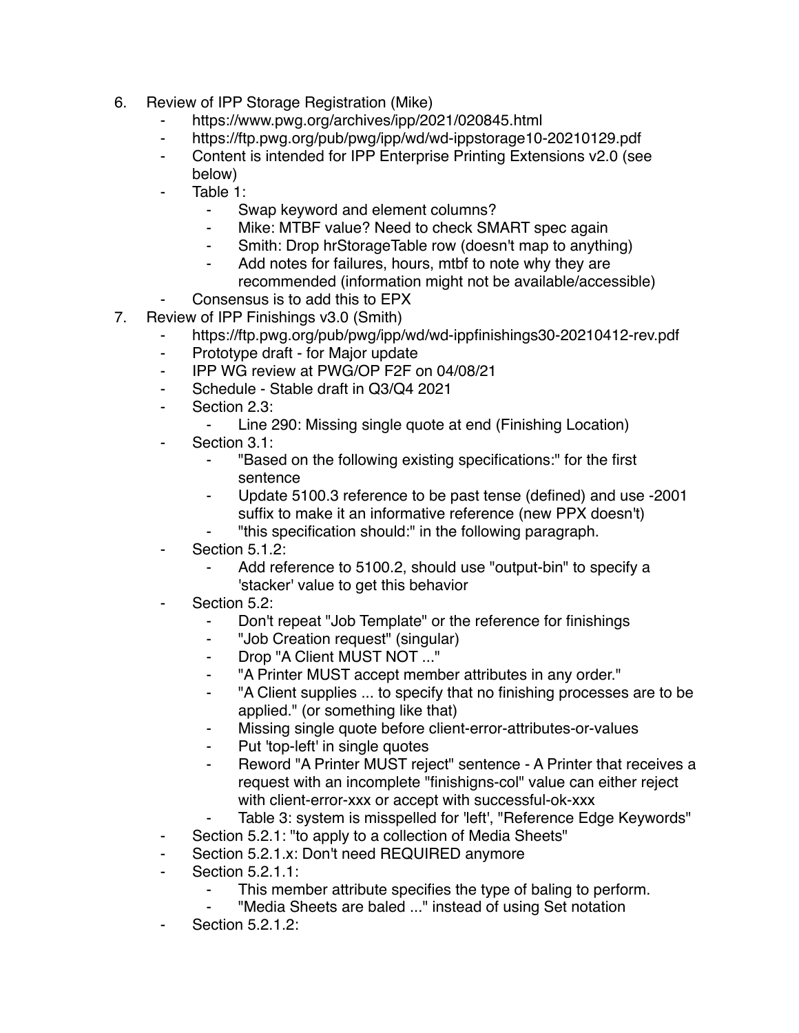6. Review of IPP Storage Registration (Mike)
    - https://www.pwg.org/archives/ipp/2021/020845.html
    - https://ftp.pwg.org/pub/pwg/ipp/wd/wd-ippstorage10-20210129.pdf
    - Content is intended for IPP Enterprise Printing Extensions v2.0 (see below)
    - Table 1:
        - Swap keyword and element columns?
        - Mike: MTBF value? Need to check SMART spec again
        - Smith: Drop hrStorageTable row (doesn't map to anything)
        - Add notes for failures, hours, mtbf to note why they are recommended (information might not be available/accessible)
    - Consensus is to add this to EPX
7. Review of IPP Finishings v3.0 (Smith)
    - https://ftp.pwg.org/pub/pwg/ipp/wd/wd-ippfinishings30-20210412-rev.pdf
    - Prototype draft - for Major update
    - IPP WG review at PWG/OP F2F on 04/08/21
    - Schedule - Stable draft in Q3/Q4 2021
    - Section 2.3:
        - Line 290: Missing single quote at end (Finishing Location)
    - Section 3.1:
        - "Based on the following existing specifications:" for the first sentence
        - Update 5100.3 reference to be past tense (defined) and use -2001 suffix to make it an informative reference (new PPX doesn't)
        - "this specification should:" in the following paragraph.
    - Section 5.1.2:
        - Add reference to 5100.2, should use "output-bin" to specify a 'stacker' value to get this behavior
    - Section 5.2:
        - Don't repeat "Job Template" or the reference for finishings
        - "Job Creation request" (singular)
        - Drop "A Client MUST NOT ..."
        - "A Printer MUST accept member attributes in any order."
        - "A Client supplies ... to specify that no finishing processes are to be applied." (or something like that)
        - Missing single quote before client-error-attributes-or-values
        - Put 'top-left' in single quotes
        - Reword "A Printer MUST reject" sentence - A Printer that receives a request with an incomplete "finishigns-col" value can either reject with client-error-xxx or accept with successful-ok-xxx
        - Table 3: system is misspelled for 'left', "Reference Edge Keywords"
    - Section 5.2.1: "to apply to a collection of Media Sheets"
    - Section 5.2.1.x: Don't need REQUIRED anymore
    - Section 5.2.1.1:
        - This member attribute specifies the type of baling to perform.
        - "Media Sheets are baled ..." instead of using Set notation
    - Section 5.2.1.2: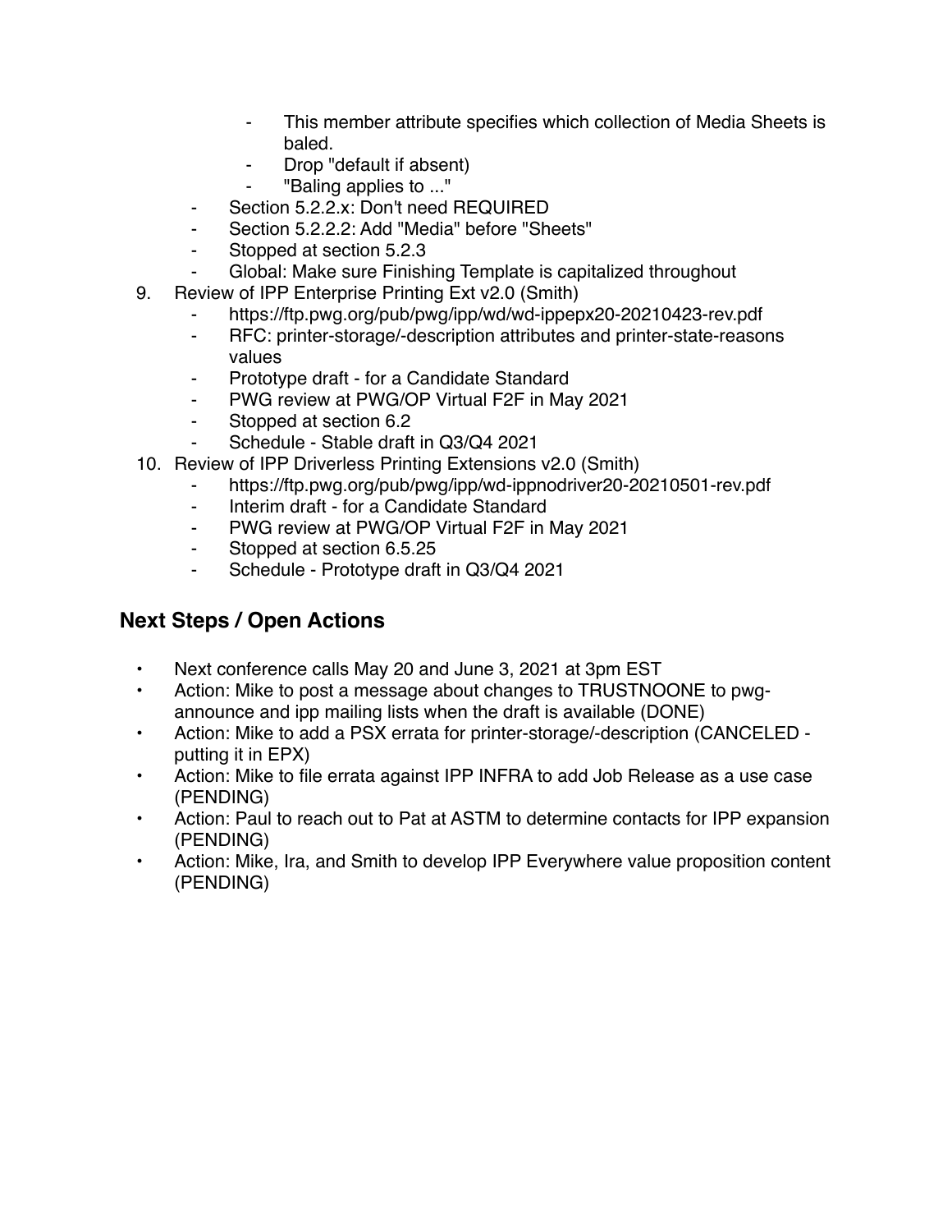- This member attribute specifies which collection of Media Sheets is baled.
        - Drop "default if absent)
        - "Baling applies to ..."
    - Section 5.2.2.x: Don't need REQUIRED
    - Section 5.2.2.2: Add "Media" before "Sheets"
    - Stopped at section 5.2.3
    - Global: Make sure Finishing Template is capitalized throughout
9. Review of IPP Enterprise Printing Ext v2.0 (Smith)
    - https://ftp.pwg.org/pub/pwg/ipp/wd/wd-ippepx20-20210423-rev.pdf
    - RFC: printer-storage/-description attributes and printer-state-reasons values
    - Prototype draft - for a Candidate Standard
    - PWG review at PWG/OP Virtual F2F in May 2021
    - Stopped at section 6.2
    - Schedule - Stable draft in Q3/Q4 2021
10. Review of IPP Driverless Printing Extensions v2.0 (Smith)
    - https://ftp.pwg.org/pub/pwg/ipp/wd-ippnodriver20-20210501-rev.pdf
    - Interim draft - for a Candidate Standard
    - PWG review at PWG/OP Virtual F2F in May 2021
    - Stopped at section 6.5.25
    - Schedule - Prototype draft in Q3/Q4 2021

## Next Steps / Open Actions

- Next conference calls May 20 and June 3, 2021 at 3pm EST
- Action: Mike to post a message about changes to TRUSTNOONE to pwg-announce and ipp mailing lists when the draft is available (DONE)
- Action: Mike to add a PSX errata for printer-storage/-description (CANCELED - putting it in EPX)
- Action: Mike to file errata against IPP INFRA to add Job Release as a use case (PENDING)
- Action: Paul to reach out to Pat at ASTM to determine contacts for IPP expansion (PENDING)
- Action: Mike, Ira, and Smith to develop IPP Everywhere value proposition content (PENDING)